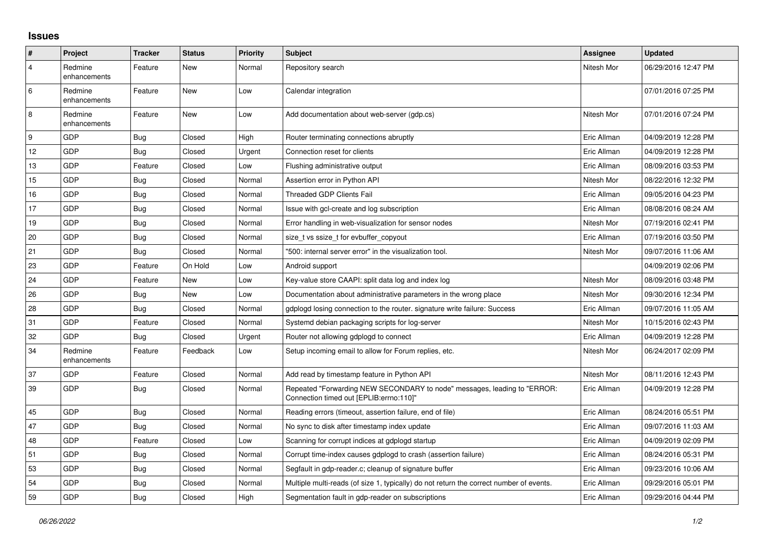# Issues

| # | Project | Tracker | Status | Priority | Subject | Assignee | Updated |
|---|---|---|---|---|---|---|---|
| 4 | Redmine enhancements | Feature | New | Normal | Repository search | Nitesh Mor | 06/29/2016 12:47 PM |
| 6 | Redmine enhancements | Feature | New | Low | Calendar integration | | 07/01/2016 07:25 PM |
| 8 | Redmine enhancements | Feature | New | Low | Add documentation about web-server (gdp.cs) | Nitesh Mor | 07/01/2016 07:24 PM |
| 9 | GDP | Bug | Closed | High | Router terminating connections abruptly | Eric Allman | 04/09/2019 12:28 PM |
| 12 | GDP | Bug | Closed | Urgent | Connection reset for clients | Eric Allman | 04/09/2019 12:28 PM |
| 13 | GDP | Feature | Closed | Low | Flushing administrative output | Eric Allman | 08/09/2016 03:53 PM |
| 15 | GDP | Bug | Closed | Normal | Assertion error in Python API | Nitesh Mor | 08/22/2016 12:32 PM |
| 16 | GDP | Bug | Closed | Normal | Threaded GDP Clients Fail | Eric Allman | 09/05/2016 04:23 PM |
| 17 | GDP | Bug | Closed | Normal | Issue with gcl-create and log subscription | Eric Allman | 08/08/2016 08:24 AM |
| 19 | GDP | Bug | Closed | Normal | Error handling in web-visualization for sensor nodes | Nitesh Mor | 07/19/2016 02:41 PM |
| 20 | GDP | Bug | Closed | Normal | size_t vs ssize_t for evbuffer_copyout | Eric Allman | 07/19/2016 03:50 PM |
| 21 | GDP | Bug | Closed | Normal | "500: internal server error" in the visualization tool. | Nitesh Mor | 09/07/2016 11:06 AM |
| 23 | GDP | Feature | On Hold | Low | Android support | | 04/09/2019 02:06 PM |
| 24 | GDP | Feature | New | Low | Key-value store CAAPI: split data log and index log | Nitesh Mor | 08/09/2016 03:48 PM |
| 26 | GDP | Bug | New | Low | Documentation about administrative parameters in the wrong place | Nitesh Mor | 09/30/2016 12:34 PM |
| 28 | GDP | Bug | Closed | Normal | gdplogd losing connection to the router. signature write failure: Success | Eric Allman | 09/07/2016 11:05 AM |
| 31 | GDP | Feature | Closed | Normal | Systemd debian packaging scripts for log-server | Nitesh Mor | 10/15/2016 02:43 PM |
| 32 | GDP | Bug | Closed | Urgent | Router not allowing gdplogd to connect | Eric Allman | 04/09/2019 12:28 PM |
| 34 | Redmine enhancements | Feature | Feedback | Low | Setup incoming email to allow for Forum replies, etc. | Nitesh Mor | 06/24/2017 02:09 PM |
| 37 | GDP | Feature | Closed | Normal | Add read by timestamp feature in Python API | Nitesh Mor | 08/11/2016 12:43 PM |
| 39 | GDP | Bug | Closed | Normal | Repeated "Forwarding NEW SECONDARY to node" messages, leading to "ERROR: Connection timed out [EPLIB:errno:110]" | Eric Allman | 04/09/2019 12:28 PM |
| 45 | GDP | Bug | Closed | Normal | Reading errors (timeout, assertion failure, end of file) | Eric Allman | 08/24/2016 05:51 PM |
| 47 | GDP | Bug | Closed | Normal | No sync to disk after timestamp index update | Eric Allman | 09/07/2016 11:03 AM |
| 48 | GDP | Feature | Closed | Low | Scanning for corrupt indices at gdplogd startup | Eric Allman | 04/09/2019 02:09 PM |
| 51 | GDP | Bug | Closed | Normal | Corrupt time-index causes gdplogd to crash (assertion failure) | Eric Allman | 08/24/2016 05:31 PM |
| 53 | GDP | Bug | Closed | Normal | Segfault in gdp-reader.c; cleanup of signature buffer | Eric Allman | 09/23/2016 10:06 AM |
| 54 | GDP | Bug | Closed | Normal | Multiple multi-reads (of size 1, typically) do not return the correct number of events. | Eric Allman | 09/29/2016 05:01 PM |
| 59 | GDP | Bug | Closed | High | Segmentation fault in gdp-reader on subscriptions | Eric Allman | 09/29/2016 04:44 PM |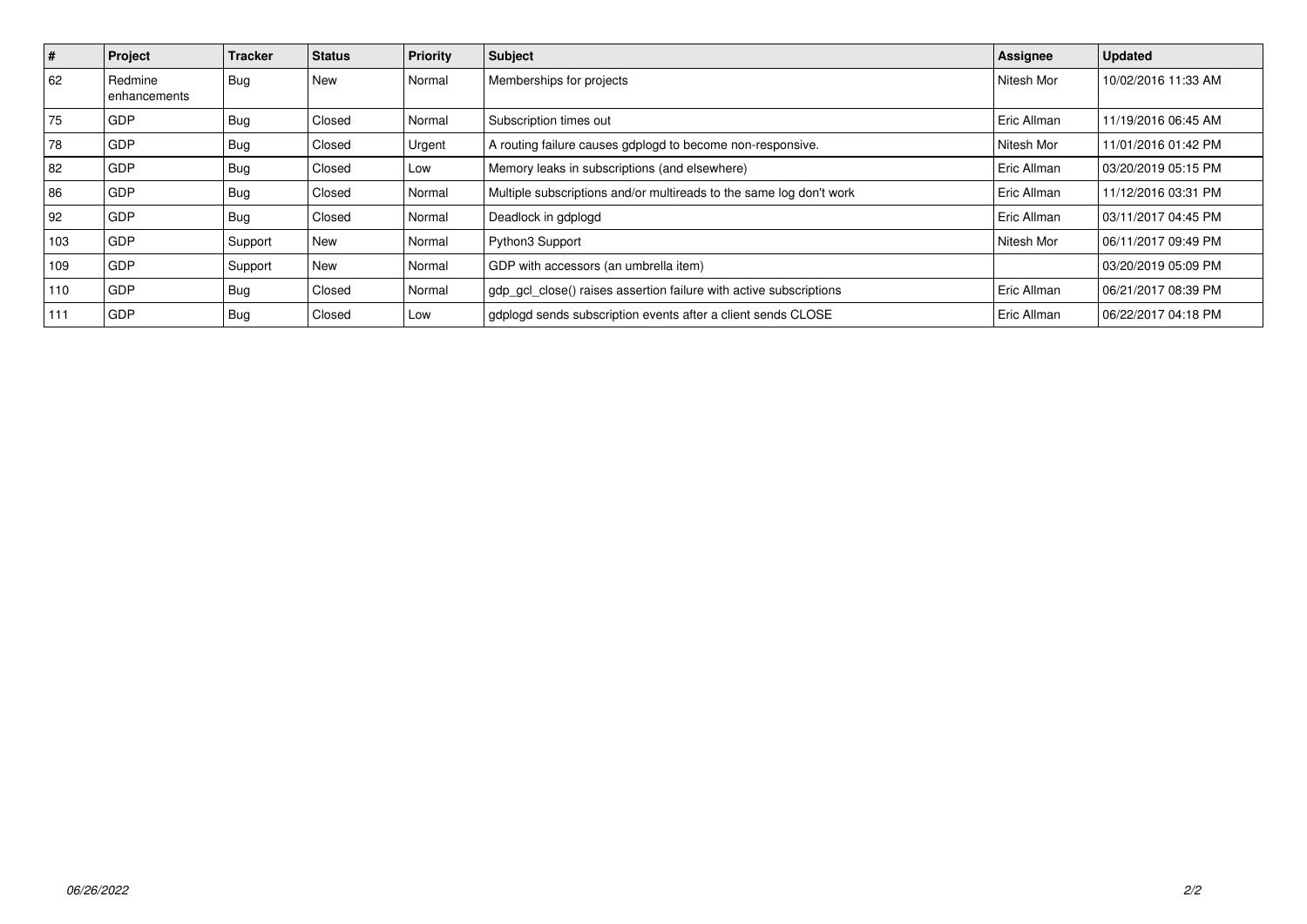| # | Project | Tracker | Status | Priority | Subject | Assignee | Updated |
|---|---|---|---|---|---|---|---|
| 62 | Redmine enhancements | Bug | New | Normal | Memberships for projects | Nitesh Mor | 10/02/2016 11:33 AM |
| 75 | GDP | Bug | Closed | Normal | Subscription times out | Eric Allman | 11/19/2016 06:45 AM |
| 78 | GDP | Bug | Closed | Urgent | A routing failure causes gdplogd to become non-responsive. | Nitesh Mor | 11/01/2016 01:42 PM |
| 82 | GDP | Bug | Closed | Low | Memory leaks in subscriptions (and elsewhere) | Eric Allman | 03/20/2019 05:15 PM |
| 86 | GDP | Bug | Closed | Normal | Multiple subscriptions and/or multireads to the same log don't work | Eric Allman | 11/12/2016 03:31 PM |
| 92 | GDP | Bug | Closed | Normal | Deadlock in gdplogd | Eric Allman | 03/11/2017 04:45 PM |
| 103 | GDP | Support | New | Normal | Python3 Support | Nitesh Mor | 06/11/2017 09:49 PM |
| 109 | GDP | Support | New | Normal | GDP with accessors (an umbrella item) | | 03/20/2019 05:09 PM |
| 110 | GDP | Bug | Closed | Normal | gdp_gcl_close() raises assertion failure with active subscriptions | Eric Allman | 06/21/2017 08:39 PM |
| 111 | GDP | Bug | Closed | Low | gdplogd sends subscription events after a client sends CLOSE | Eric Allman | 06/22/2017 04:18 PM |